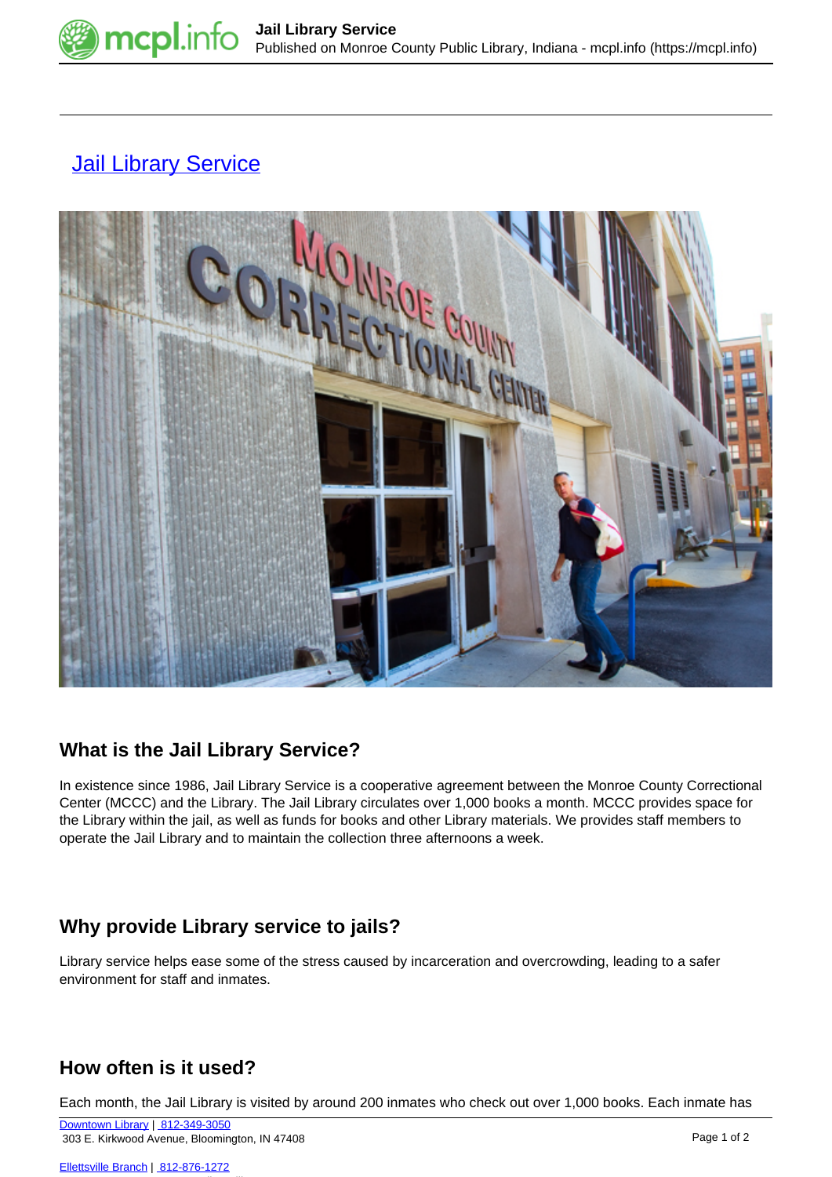# Jail Library Service

## What is the Jail Library Service?

In existence since 1986, Jail Library Service is a cooperative agreement between the Monroe County Correctional Center (MCCC) and the Library. The Jail Library circulates over 1,000 books a month. MCCC provides space for the Library within the jail, as well as funds for books and other Library materials. We provides staff members to operate the Jail Library and to maintain the collection three afternoons a week.

## Why provide Library service to jails?

Library service helps ease some of the stress caused by incarceration and overcrowding, leading to a safer environment for staff and inmates.

## How often is it used?

Each month, the Jail Library is visited by around 200 inmates who check out over 1,000 books. Each inmate has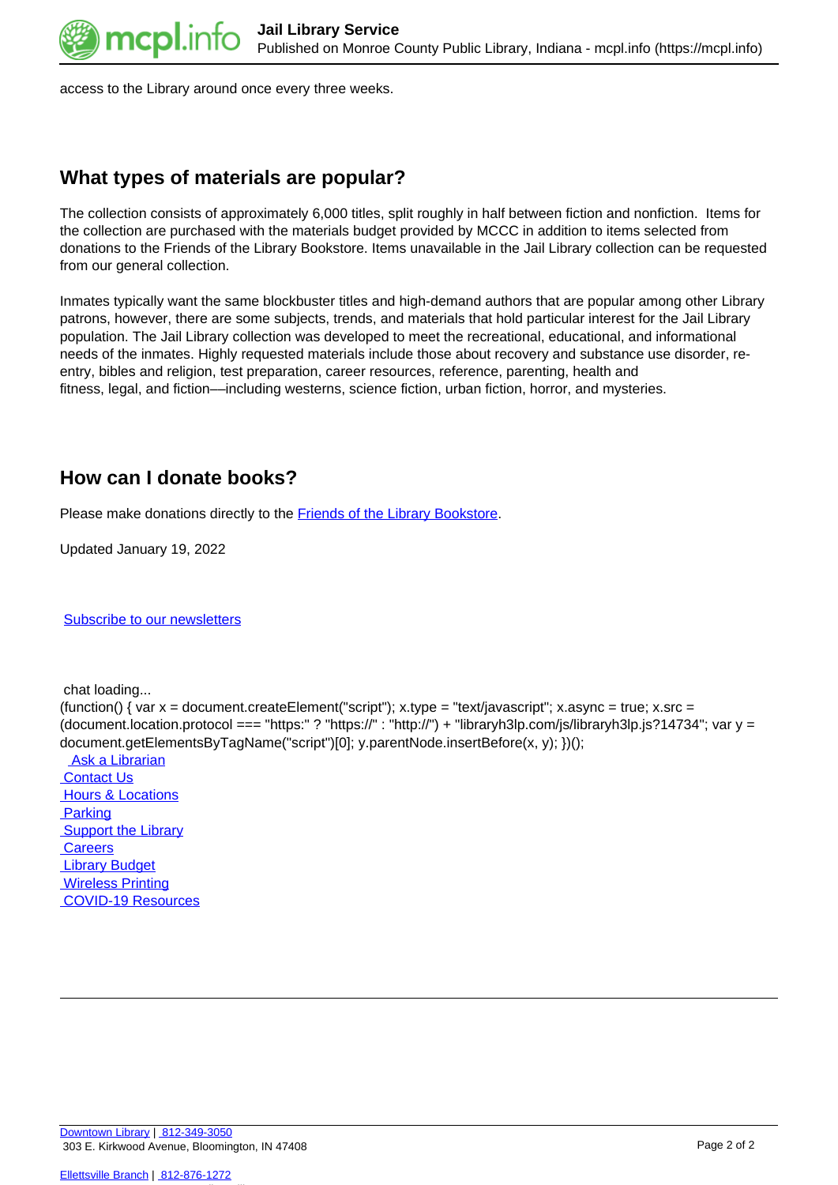access to the Library around once every three weeks.

## What types of materials are popular?

The collection consists of approximately 6,000 titles, split roughly in half between fiction and nonfiction. Items for the collection are purchased with the materials budget provided by MCCC in addition to items selected from donations to the Friends of the Library Bookstore. Items unavailable in the Jail Library collection can be requested from our general collection.

Inmates typically want the same blockbuster titles and high-demand authors that are popular among other Library patrons, however, there are some subjects, trends, and materials that hold particular interest for the Jail Library population. The Jail Library collection was developed to meet the recreational, educational, and informational needs of the inmates. Highly requested materials include those about recovery and substance use disorder, re-entry, bibles and religion, test preparation, career resources, reference, parenting, health and fitness, legal, and fiction—including westerns, science fiction, urban fiction, horror, and mysteries.

## How can I donate books?

Please make donations directly to the Friends of the Library Bookstore.

Updated January 19, 2022

Subscribe to our newsletters

chat loading...

```
(function() { var x = document.createElement("script"); x.type = "text/javascript"; x.async = true; x.src = (document.location.protocol === "https:" ? "https://" : "http://") + "libraryh3lp.com/js/libraryh3lp.js?14734"; var y = document.getElementsByTagName("script")[0]; y.parentNode.insertBefore(x, y); })();
```

Ask a Librarian
Contact Us
Hours & Locations
Parking
Support the Library
Careers
Library Budget
Wireless Printing
COVID-19 Resources

Downtown Library | 812-349-3050
303 E. Kirkwood Avenue, Bloomington, IN 47408

Ellettsville Branch | 812-876-1272